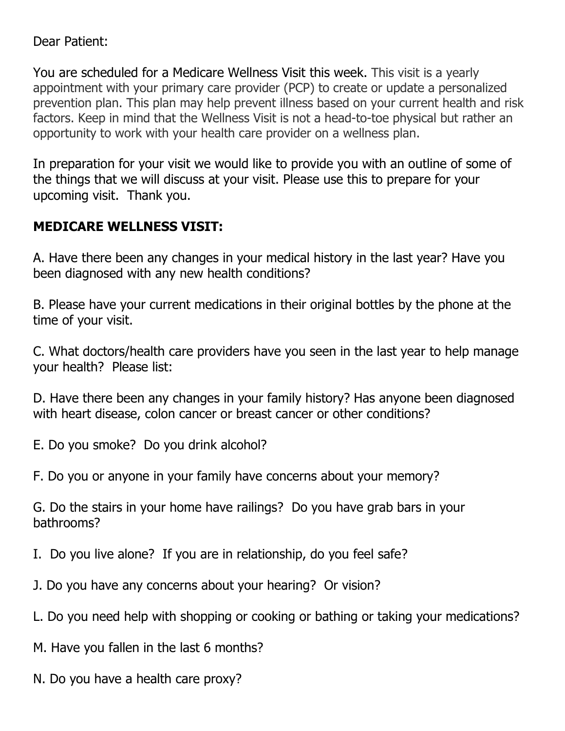Dear Patient:

You are scheduled for a Medicare Wellness Visit this week. This visit is a yearly appointment with your primary care provider (PCP) to create or update a personalized prevention plan. This plan may help prevent illness based on your current health and risk factors. Keep in mind that the Wellness Visit is not a head-to-toe physical but rather an opportunity to work with your health care provider on a wellness plan.

In preparation for your visit we would like to provide you with an outline of some of the things that we will discuss at your visit. Please use this to prepare for your upcoming visit. Thank you.

**MEDICARE WELLNESS VISIT:**

A. Have there been any changes in your medical history in the last year? Have you been diagnosed with any new health conditions?

B. Please have your current medications in their original bottles by the phone at the time of your visit.

C. What doctors/health care providers have you seen in the last year to help manage your health? Please list:

D. Have there been any changes in your family history? Has anyone been diagnosed with heart disease, colon cancer or breast cancer or other conditions?

E. Do you smoke? Do you drink alcohol?

F. Do you or anyone in your family have concerns about your memory?

G. Do the stairs in your home have railings? Do you have grab bars in your bathrooms?

I. Do you live alone? If you are in relationship, do you feel safe?

J. Do you have any concerns about your hearing? Or vision?

L. Do you need help with shopping or cooking or bathing or taking your medications?

M. Have you fallen in the last 6 months?

N. Do you have a health care proxy?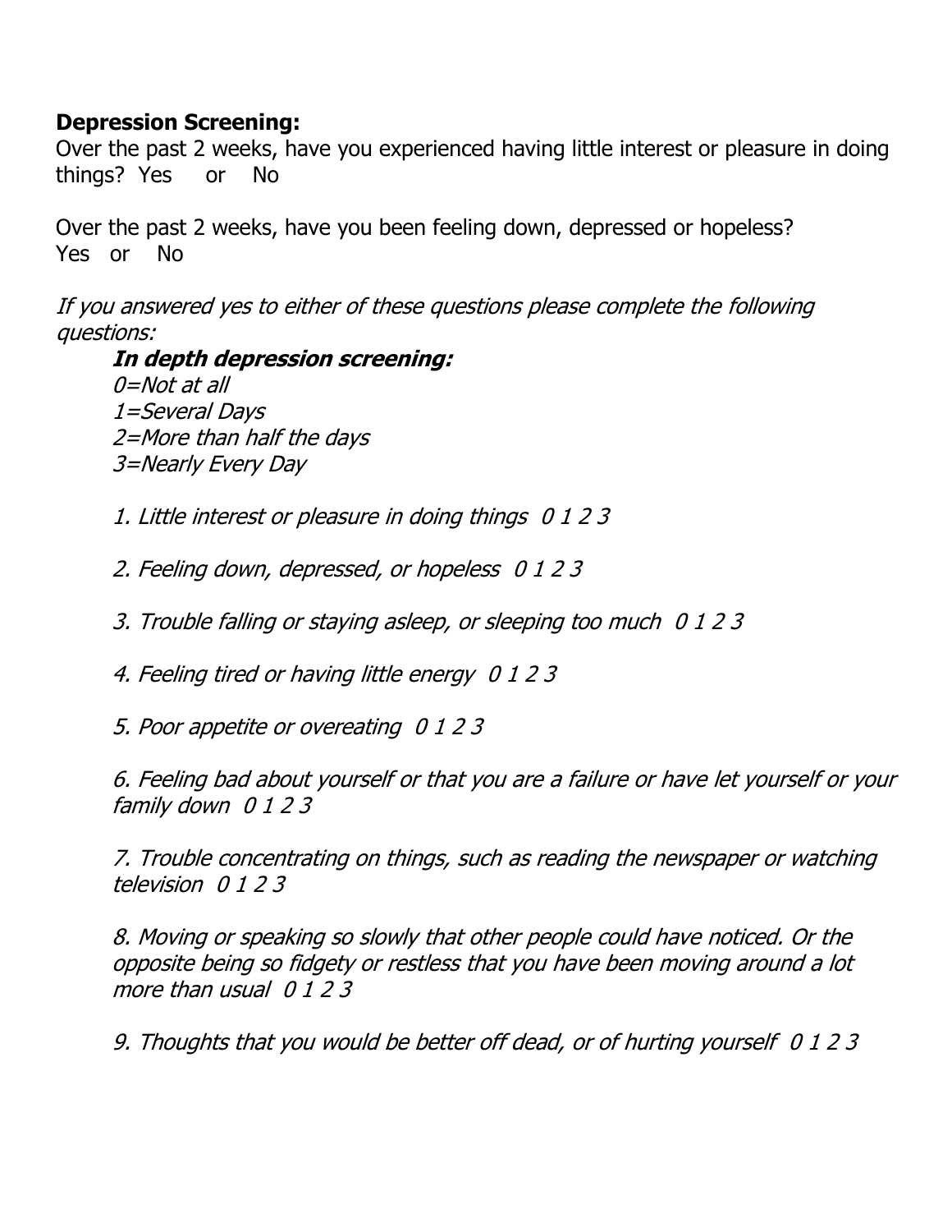**Depression Screening:**

Over the past 2 weeks, have you experienced having little interest or pleasure in doing things? Yes or No

Over the past 2 weeks, have you been feeling down, depressed or hopeless?
Yes or No

*If you answered yes to either of these questions please complete the following questions:*

***In depth depression screening:***

*0=Not at all*
*1=Several Days*
*2=More than half the days*
*3=Nearly Every Day*

*1. Little interest or pleasure in doing things 0 1 2 3*

*2. Feeling down, depressed, or hopeless 0 1 2 3*

*3. Trouble falling or staying asleep, or sleeping too much 0 1 2 3*

*4. Feeling tired or having little energy 0 1 2 3*

*5. Poor appetite or overeating 0 1 2 3*

*6. Feeling bad about yourself or that you are a failure or have let yourself or your family down 0 1 2 3*

*7. Trouble concentrating on things, such as reading the newspaper or watching television 0 1 2 3*

*8. Moving or speaking so slowly that other people could have noticed. Or the opposite being so fidgety or restless that you have been moving around a lot more than usual 0 1 2 3*

*9. Thoughts that you would be better off dead, or of hurting yourself 0 1 2 3*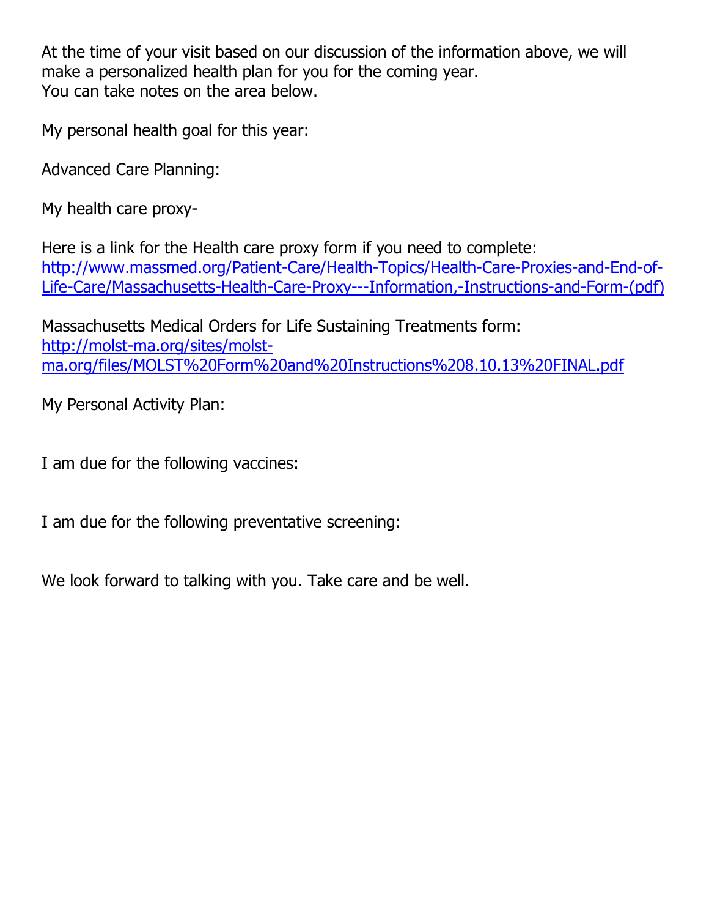At the time of your visit based on our discussion of the information above, we will make a personalized health plan for you for the coming year.
You can take notes on the area below.

My personal health goal for this year:

Advanced Care Planning:

My health care proxy-

Here is a link for the Health care proxy form if you need to complete:
[http://www.massmed.org/Patient-Care/Health-Topics/Health-Care-Proxies-and-End-of-Life-Care/Massachusetts-Health-Care-Proxy---Information,-Instructions-and-Form-(pdf)](http://www.massmed.org/Patient-Care/Health-Topics/Health-Care-Proxies-and-End-of-Life-Care/Massachusetts-Health-Care-Proxy---Information,-Instructions-and-Form-(pdf))

Massachusetts Medical Orders for Life Sustaining Treatments form:
[http://molst-ma.org/sites/molst-ma.org/files/MOLST%20Form%20and%20Instructions%208.10.13%20FINAL.pdf](http://molst-ma.org/sites/molst-ma.org/files/MOLST%20Form%20and%20Instructions%208.10.13%20FINAL.pdf)

My Personal Activity Plan:

I am due for the following vaccines:

I am due for the following preventative screening:

We look forward to talking with you. Take care and be well.